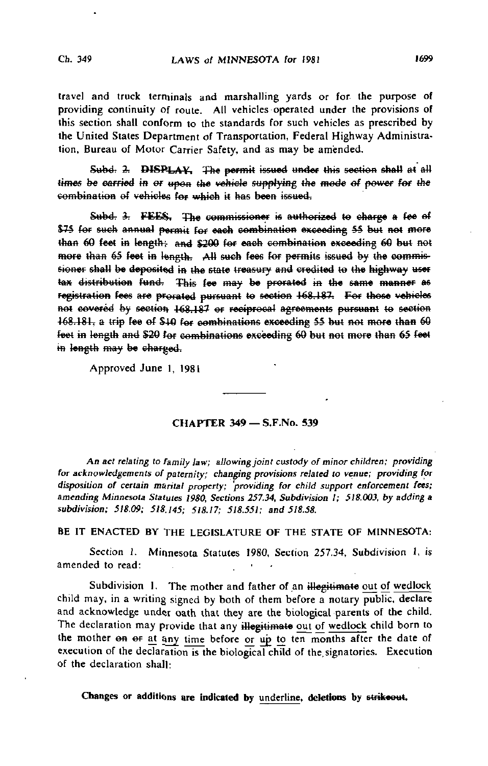travel and truck terminals and marshalling yards or for the purpose of providing continuity of route. All vehicles operated under the provisions of this section shall conform to the standards for such vehicles as prescribed by the United States Department of Transportation, Federal Highway Administration, Bureau of Motor Carrier Safety, and as may be amended.

~~Subd. 2. DISPLAY. The permit issued under this section shall at all times be carried in or upon the vehicle supplying the mode of power for the combination of vehicles for which it has been issued.~~

~~Subd. 3. FEES. The commissioner is authorized to charge a fee of $75 for such annual permit for each combination exceeding 55 but not more than 60 feet in length; and $200 for each combination exceeding 60 but not more than 65 feet in length. All such fees for permits issued by the commissioner shall be deposited in the state treasury and credited to the highway user tax distribution fund. This fee may be prorated in the same manner as registration fees are prorated pursuant to section 168.187. For those vehicles not covered by section 168.187 or reciprocal agreements pursuant to section 168.181, a trip fee of $10 for combinations exceeding 55 but not more than 60 feet in length and $20 for combinations exceeding 60 but not more than 65 feet in length may be charged.~~

Approved June 1, 1981

## CHAPTER 349 — S.F.No. 539

*An act relating to family law; allowing joint custody of minor children; providing for acknowledgements of paternity; changing provisions related to venue; providing for disposition of certain marital property; providing for child support enforcement fees; amending Minnesota Statutes 1980, Sections 257.34, Subdivision 1; 518.003, by adding a subdivision; 518.09; 518.145; 518.17; 518.551; and 518.58.*

BE IT ENACTED BY THE LEGISLATURE OF THE STATE OF MINNESOTA:

Section 1. Minnesota Statutes 1980, Section 257.34, Subdivision 1, is amended to read:

Subdivision 1. The mother and father of an ~~illegitimate~~ <u>out of wedlock</u> child may, in a writing signed by both of them before a notary public, declare and acknowledge under oath that they are the biological parents of the child. The declaration may provide that any ~~illegitimate~~ <u>out of wedlock</u> child born to the mother ~~on or~~ <u>at any time</u> before <u>or up to</u> ten months after the date of execution of the declaration is the biological child of the signatories. Execution of the declaration shall:

**Changes or additions are indicated by <u>underline</u>, deletions by ~~strikeout~~.**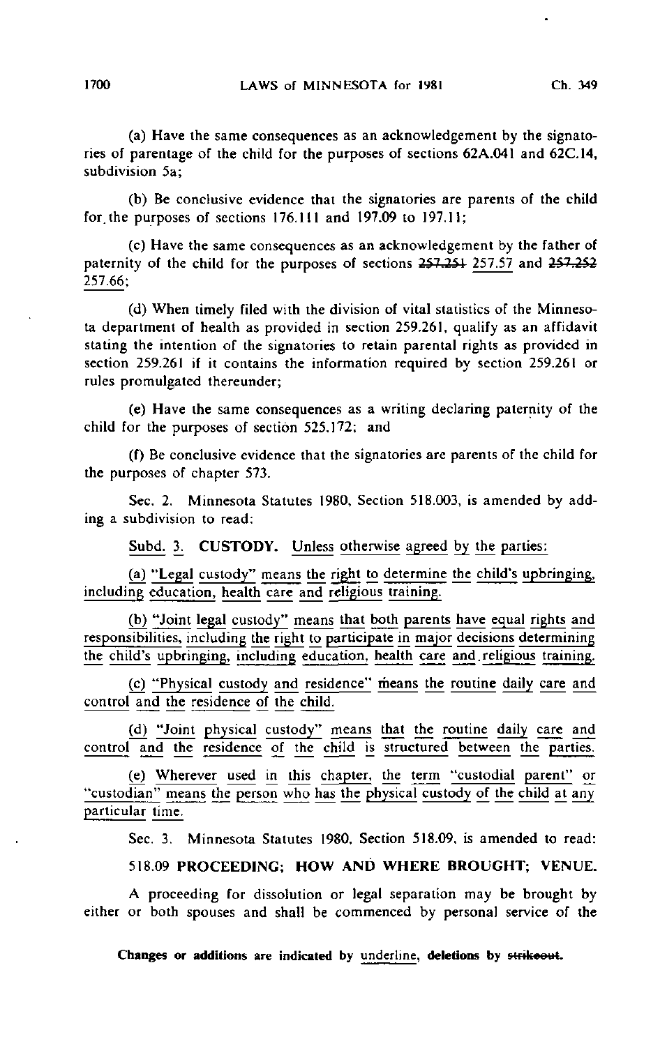(a) Have the same consequences as an acknowledgement by the signatories of parentage of the child for the purposes of sections 62A.041 and 62C.14, subdivision 5a;

(b) Be conclusive evidence that the signatories are parents of the child for the purposes of sections 176.111 and 197.09 to 197.11;

(c) Have the same consequences as an acknowledgement by the father of paternity of the child for the purposes of sections ~~257.251~~ 257.57 and ~~257.252~~ 257.66;

(d) When timely filed with the division of vital statistics of the Minnesota department of health as provided in section 259.261, qualify as an affidavit stating the intention of the signatories to retain parental rights as provided in section 259.261 if it contains the information required by section 259.261 or rules promulgated thereunder;

(e) Have the same consequences as a writing declaring paternity of the child for the purposes of section 525.172; and

(f) Be conclusive evidence that the signatories are parents of the child for the purposes of chapter 573.

Sec. 2. Minnesota Statutes 1980, Section 518.003, is amended by adding a subdivision to read:

Subd. 3. **CUSTODY.** Unless otherwise agreed by the parties:

(a) "Legal custody" means the right to determine the child's upbringing, including education, health care and religious training.

(b) "Joint legal custody" means that both parents have equal rights and responsibilities, including the right to participate in major decisions determining the child's upbringing, including education, health care and religious training.

(c) "Physical custody and residence" means the routine daily care and control and the residence of the child.

(d) "Joint physical custody" means that the routine daily care and control and the residence of the child is structured between the parties.

(e) Wherever used in this chapter, the term "custodial parent" or "custodian" means the person who has the physical custody of the child at any particular time.

Sec. 3. Minnesota Statutes 1980, Section 518.09, is amended to read:

518.09 **PROCEEDING; HOW AND WHERE BROUGHT; VENUE.**

A proceeding for dissolution or legal separation may be brought by either or both spouses and shall be commenced by personal service of the

Changes or additions are indicated by underline, deletions by ~~strikeout~~.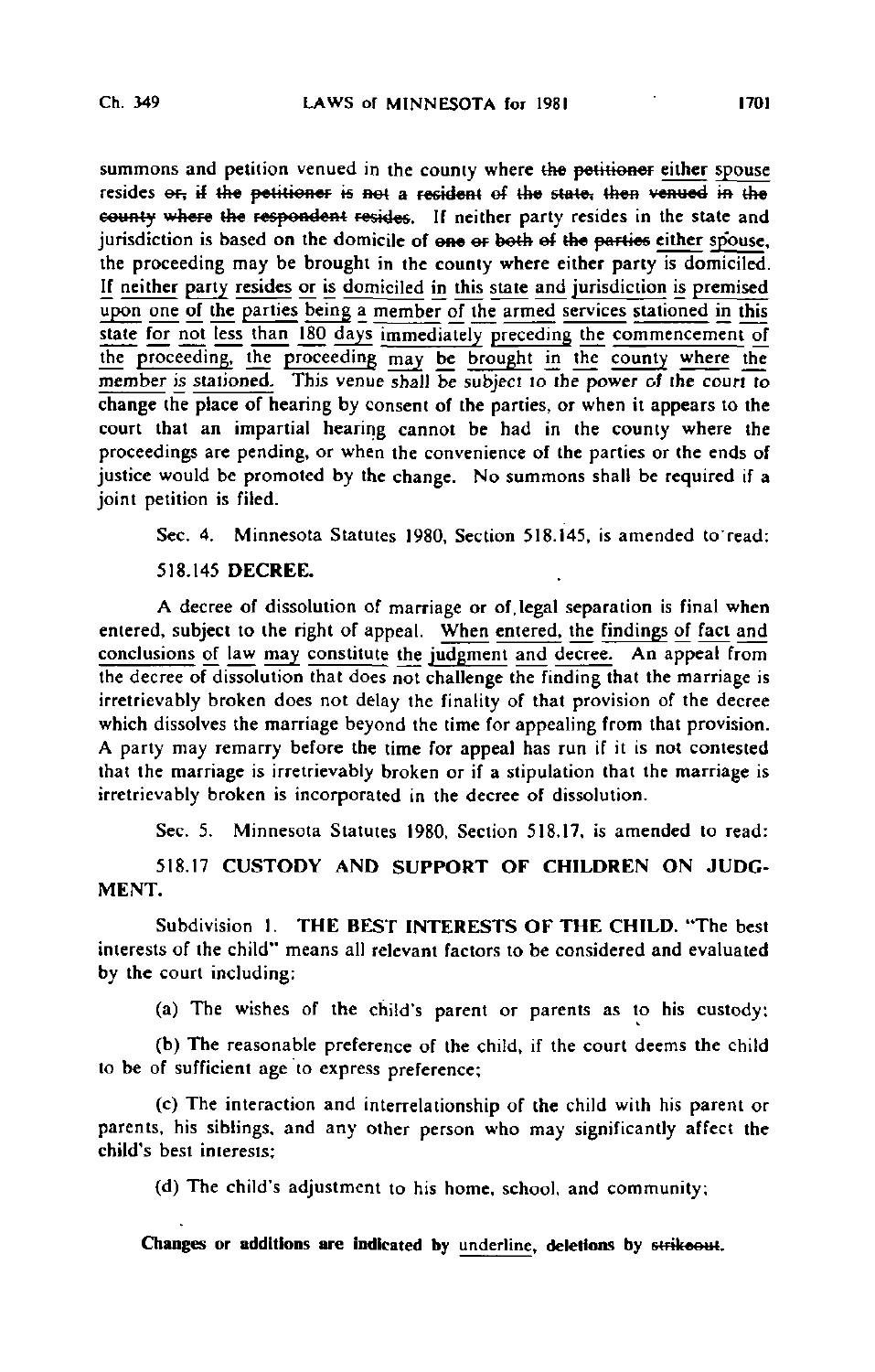summons and petition venued in the county where ~~the petitioner~~ either spouse resides ~~or, if the petitioner is not a resident of the state, then venued in the county where the respondent resides~~. If neither party resides in the state and jurisdiction is based on the domicile of ~~one or both of the parties~~ either spouse, the proceeding may be brought in the county where either party is domiciled. If neither party resides or is domiciled in this state and jurisdiction is premised upon one of the parties being a member of the armed services stationed in this state for not less than 180 days immediately preceding the commencement of the proceeding, the proceeding may be brought in the county where the member is stationed. This venue shall be subject to the power of the court to change the place of hearing by consent of the parties, or when it appears to the court that an impartial hearing cannot be had in the county where the proceedings are pending, or when the convenience of the parties or the ends of justice would be promoted by the change. No summons shall be required if a joint petition is filed.

Sec. 4. Minnesota Statutes 1980, Section 518.145, is amended to read:

518.145 **DECREE.**

A decree of dissolution of marriage or of legal separation is final when entered, subject to the right of appeal. When entered, the findings of fact and conclusions of law may constitute the judgment and decree. An appeal from the decree of dissolution that does not challenge the finding that the marriage is irretrievably broken does not delay the finality of that provision of the decree which dissolves the marriage beyond the time for appealing from that provision. A party may remarry before the time for appeal has run if it is not contested that the marriage is irretrievably broken or if a stipulation that the marriage is irretrievably broken is incorporated in the decree of dissolution.

Sec. 5. Minnesota Statutes 1980, Section 518.17, is amended to read:

518.17 **CUSTODY AND SUPPORT OF CHILDREN ON JUDGMENT.**

Subdivision 1. **THE BEST INTERESTS OF THE CHILD.** "The best interests of the child" means all relevant factors to be considered and evaluated by the court including:

(a) The wishes of the child's parent or parents as to his custody;

(b) The reasonable preference of the child, if the court deems the child to be of sufficient age to express preference;

(c) The interaction and interrelationship of the child with his parent or parents, his siblings, and any other person who may significantly affect the child's best interests;

(d) The child's adjustment to his home, school, and community;

**Changes or additions are indicated by** underline, **deletions by** ~~strikeout~~.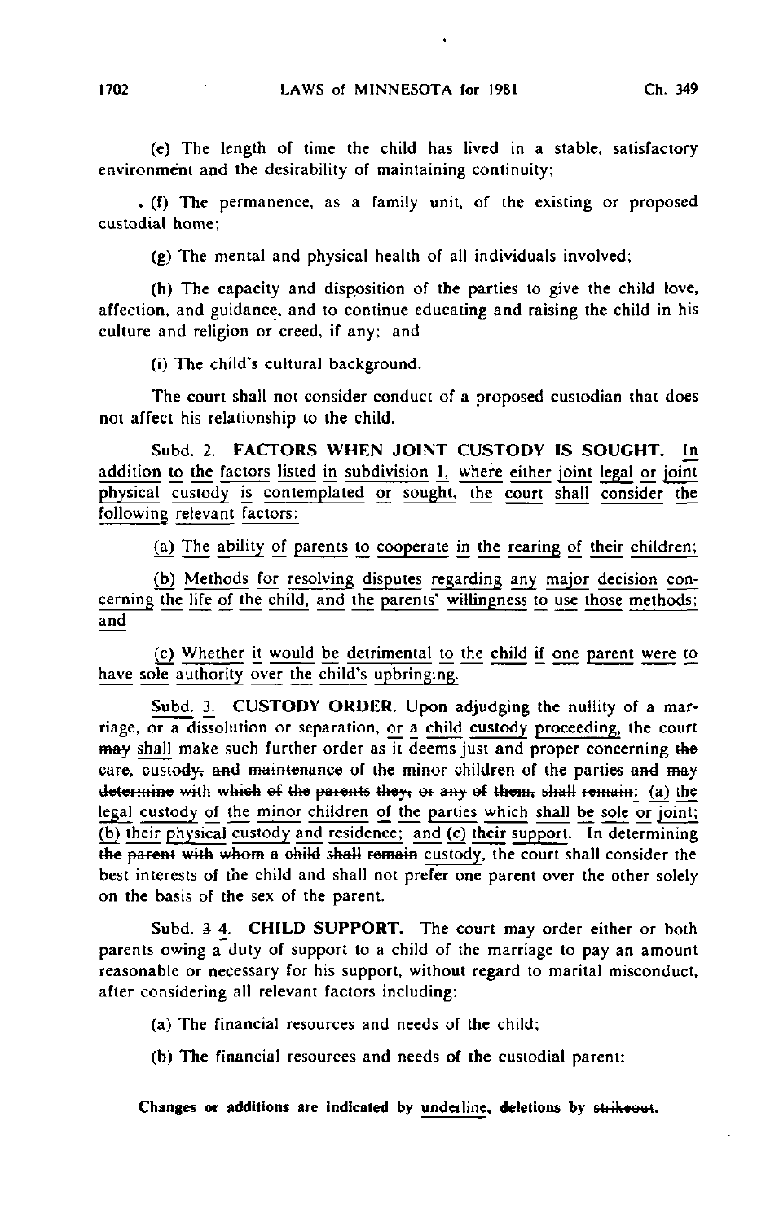(e) The length of time the child has lived in a stable, satisfactory environment and the desirability of maintaining continuity;

(f) The permanence, as a family unit, of the existing or proposed custodial home;

(g) The mental and physical health of all individuals involved;

(h) The capacity and disposition of the parties to give the child love, affection, and guidance, and to continue educating and raising the child in his culture and religion or creed, if any; and

(i) The child's cultural background.

The court shall not consider conduct of a proposed custodian that does not affect his relationship to the child.

<u>Subd. 2.</u> **<u>FACTORS WHEN JOINT CUSTODY IS SOUGHT.</u>** <u>In addition to the factors listed in subdivision 1, where either joint legal or joint physical custody is contemplated or sought, the court shall consider the following relevant factors:</u>

<u>(a) The ability of parents to cooperate in the rearing of their children;</u>

<u>(b) Methods for resolving disputes regarding any major decision concerning the life of the child, and the parents' willingness to use those methods; and</u>

<u>(c) Whether it would be detrimental to the child if one parent were to have sole authority over the child's upbringing.</u>

Subd. <u>3.</u> **CUSTODY ORDER.** Upon adjudging the nullity of a marriage, or a dissolution or separation, <u>or a child custody proceeding,</u> the court ~~may~~ <u>shall</u> make such further order as it deems just and proper concerning ~~the care, custody, and maintenance of the minor children of the parties and may determine with which of the parents they, or any of them, shall remain~~: <u>(a) the legal custody of the minor children of the parties which shall be sole or joint; (b) their physical custody and residence; and (c) their support</u>. In determining ~~the parent with whom a child shall remain~~ custody, the court shall consider the best interests of the child and shall not prefer one parent over the other solely on the basis of the sex of the parent.

Subd. ~~3~~ <u>4</u>. **CHILD SUPPORT.** The court may order either or both parents owing a duty of support to a child of the marriage to pay an amount reasonable or necessary for his support, without regard to marital misconduct, after considering all relevant factors including:

(a) The financial resources and needs of the child;

(b) The financial resources and needs of the custodial parent;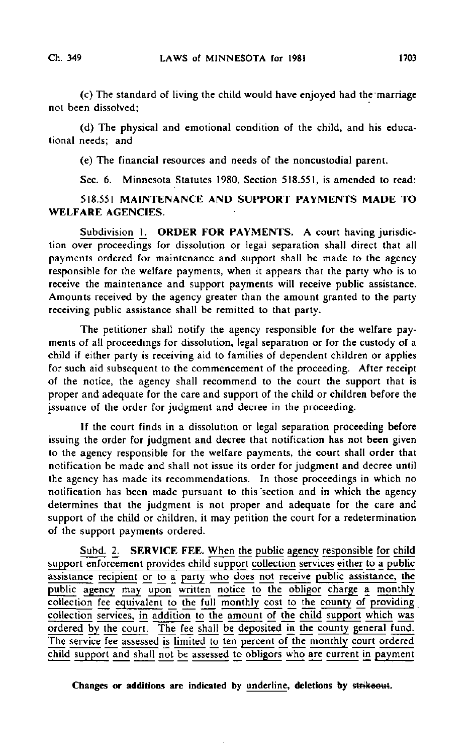(c) The standard of living the child would have enjoyed had the marriage not been dissolved;

(d) The physical and emotional condition of the child, and his educational needs; and

(e) The financial resources and needs of the noncustodial parent.

Sec. 6. Minnesota Statutes 1980, Section 518.551, is amended to read:

518.551 **MAINTENANCE AND SUPPORT PAYMENTS MADE TO WELFARE AGENCIES.**

Subdivision 1. **ORDER FOR PAYMENTS.** A court having jurisdiction over proceedings for dissolution or legal separation shall direct that all payments ordered for maintenance and support shall be made to the agency responsible for the welfare payments, when it appears that the party who is to receive the maintenance and support payments will receive public assistance. Amounts received by the agency greater than the amount granted to the party receiving public assistance shall be remitted to that party.

The petitioner shall notify the agency responsible for the welfare payments of all proceedings for dissolution, legal separation or for the custody of a child if either party is receiving aid to families of dependent children or applies for such aid subsequent to the commencement of the proceeding. After receipt of the notice, the agency shall recommend to the court the support that is proper and adequate for the care and support of the child or children before the issuance of the order for judgment and decree in the proceeding.

If the court finds in a dissolution or legal separation proceeding before issuing the order for judgment and decree that notification has not been given to the agency responsible for the welfare payments, the court shall order that notification be made and shall not issue its order for judgment and decree until the agency has made its recommendations. In those proceedings in which no notification has been made pursuant to this section and in which the agency determines that the judgment is not proper and adequate for the care and support of the child or children, it may petition the court for a redetermination of the support payments ordered.

Subd. 2. **SERVICE FEE.** When the public agency responsible for child support enforcement provides child support collection services either to a public assistance recipient or to a party who does not receive public assistance, the public agency may upon written notice to the obligor charge a monthly collection fee equivalent to the full monthly cost to the county of providing collection services, in addition to the amount of the child support which was ordered by the court. The fee shall be deposited in the county general fund. The service fee assessed is limited to ten percent of the monthly court ordered child support and shall not be assessed to obligors who are current in payment

Changes or additions are indicated by underline, deletions by ~~strikeout~~.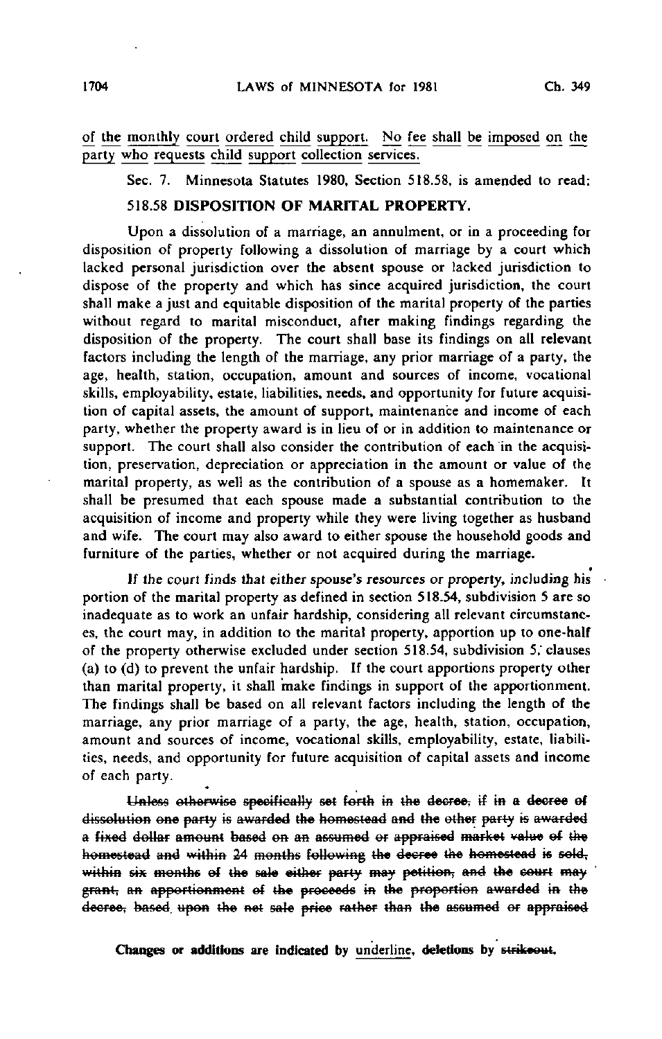<u>of the monthly court ordered child support. No fee shall be imposed on the party who requests child support collection services.</u>

Sec. 7. Minnesota Statutes 1980, Section 518.58, is amended to read:

**518.58 DISPOSITION OF MARITAL PROPERTY.**

Upon a dissolution of a marriage, an annulment, or in a proceeding for disposition of property following a dissolution of marriage by a court which lacked personal jurisdiction over the absent spouse or lacked jurisdiction to dispose of the property and which has since acquired jurisdiction, the court shall make a just and equitable disposition of the marital property of the parties without regard to marital misconduct, after making findings regarding the disposition of the property. The court shall base its findings on all relevant factors including the length of the marriage, any prior marriage of a party, the age, health, station, occupation, amount and sources of income, vocational skills, employability, estate, liabilities, needs, and opportunity for future acquisition of capital assets, the amount of support, maintenance and income of each party, whether the property award is in lieu of or in addition to maintenance or support. The court shall also consider the contribution of each in the acquisition, preservation, depreciation or appreciation in the amount or value of the marital property, as well as the contribution of a spouse as a homemaker. It shall be presumed that each spouse made a substantial contribution to the acquisition of income and property while they were living together as husband and wife. The court may also award to either spouse the household goods and furniture of the parties, whether or not acquired during the marriage.

If the court finds that either spouse's resources or property, including his portion of the marital property as defined in section 518.54, subdivision 5 are so inadequate as to work an unfair hardship, considering all relevant circumstances, the court may, in addition to the marital property, apportion up to one-half of the property otherwise excluded under section 518.54, subdivision 5, clauses (a) to (d) to prevent the unfair hardship. If the court apportions property other than marital property, it shall make findings in support of the apportionment. The findings shall be based on all relevant factors including the length of the marriage, any prior marriage of a party, the age, health, station, occupation, amount and sources of income, vocational skills, employability, estate, liabilities, needs, and opportunity for future acquisition of capital assets and income of each party.

~~Unless otherwise specifically set forth in the decree, if in a decree of dissolution one party is awarded the homestead and the other party is awarded a fixed dollar amount based on an assumed or appraised market value of the homestead and within 24 months following the decree the homestead is sold, within six months of the sale either party may petition, and the court may grant, an apportionment of the proceeds in the proportion awarded in the decree, based upon the net sale price rather than the assumed or appraised~~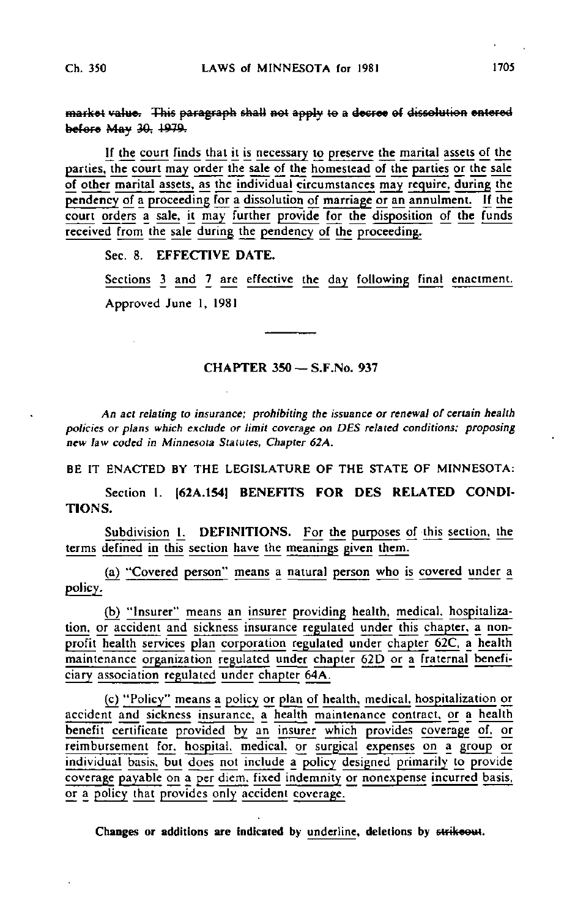~~market value. This paragraph shall not apply to a decree of dissolution entered before May 30, 1979.~~

If the court finds that it is necessary to preserve the marital assets of the parties, the court may order the sale of the homestead of the parties or the sale of other marital assets, as the individual circumstances may require, during the pendency of a proceeding for a dissolution of marriage or an annulment. If the court orders a sale, it may further provide for the disposition of the funds received from the sale during the pendency of the proceeding.

Sec. 8. **EFFECTIVE DATE.**

Sections 3 and 7 are effective the day following final enactment.

Approved June 1, 1981

## CHAPTER 350 — S.F.No. 937

*An act relating to insurance; prohibiting the issuance or renewal of certain health policies or plans which exclude or limit coverage on DES related conditions; proposing new law coded in Minnesota Statutes, Chapter 62A.*

BE IT ENACTED BY THE LEGISLATURE OF THE STATE OF MINNESOTA:

Section 1. **[62A.154] BENEFITS FOR DES RELATED CONDITIONS.**

Subdivision 1. **DEFINITIONS.** For the purposes of this section, the terms defined in this section have the meanings given them.

(a) "Covered person" means a natural person who is covered under a policy.

(b) "Insurer" means an insurer providing health, medical, hospitalization, or accident and sickness insurance regulated under this chapter, a nonprofit health services plan corporation regulated under chapter 62C, a health maintenance organization regulated under chapter 62D or a fraternal beneficiary association regulated under chapter 64A.

(c) "Policy" means a policy or plan of health, medical, hospitalization or accident and sickness insurance, a health maintenance contract, or a health benefit certificate provided by an insurer which provides coverage of, or reimbursement for, hospital, medical, or surgical expenses on a group or individual basis, but does not include a policy designed primarily to provide coverage payable on a per diem, fixed indemnity or nonexpense incurred basis, or a policy that provides only accident coverage.

**Changes or additions are indicated by underline, deletions by ~~strikeout~~.**